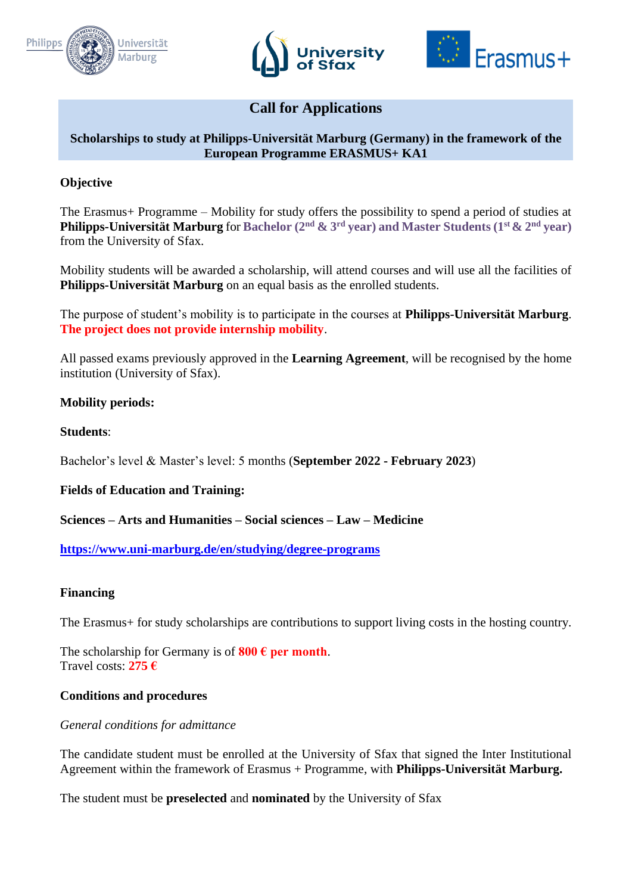# Call for Applications

**Scholarships to study at Philipps-Universität Marburg (Germany) in the framework of the European Programme ERASMUS+ KA1**

**Objective**

The Erasmus+ Programme – Mobility for study offers the possibility to spend a period of studies at **Philipps-Universität Marburg** for **Bachelor (2nd & 3rd year) and Master Students (1st & 2nd year)** from the University of Sfax.

Mobility students will be awarded a scholarship, will attend courses and will use all the facilities of **Philipps-Universität Marburg** on an equal basis as the enrolled students.

The purpose of student's mobility is to participate in the courses at **Philipps-Universität Marburg**. **The project does not provide internship mobility**.

All passed exams previously approved in the **Learning Agreement**, will be recognised by the home institution (University of Sfax).

**Mobility periods:**

**Students**:

Bachelor's level & Master's level: 5 months (**September 2022 - February 2023**)

**Fields of Education and Training:**

**Sciences – Arts and Humanities – Social sciences – Law – Medicine**

**https://www.uni-marburg.de/en/studying/degree-programs**

**Financing**

The Erasmus+ for study scholarships are contributions to support living costs in the hosting country.

The scholarship for Germany is of **800 € per month**.
Travel costs: **275 €**

**Conditions and procedures**

*General conditions for admittance*

The candidate student must be enrolled at the University of Sfax that signed the Inter Institutional Agreement within the framework of Erasmus + Programme, with **Philipps-Universität Marburg.**

The student must be **preselected** and **nominated** by the University of Sfax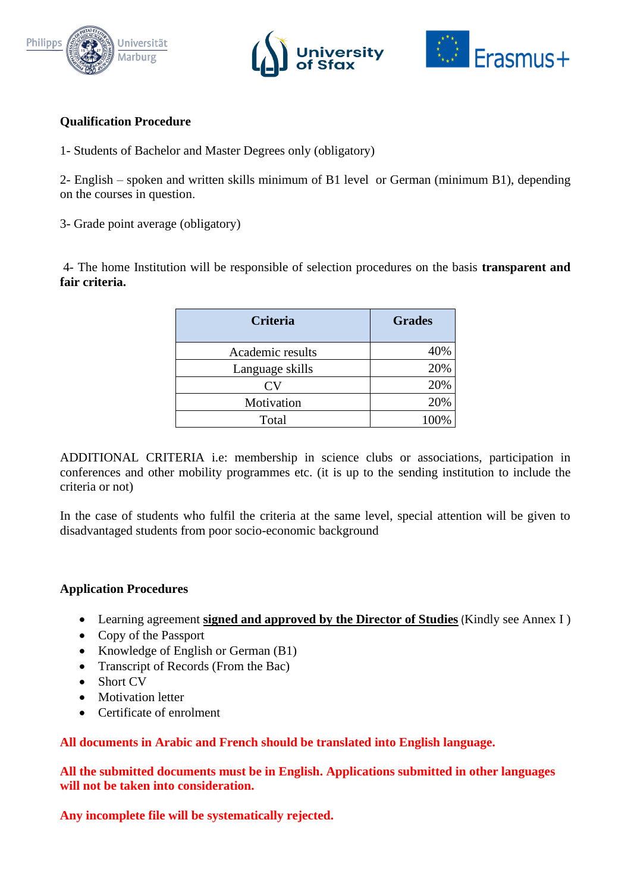**Qualification Procedure**

1- Students of Bachelor and Master Degrees only (obligatory)

2- English – spoken and written skills minimum of B1 level or German (minimum B1), depending on the courses in question.

3- Grade point average (obligatory)

4- The home Institution will be responsible of selection procedures on the basis **transparent and fair criteria.**

| Criteria | Grades |
|---|---|
| Academic results | 40% |
| Language skills | 20% |
| CV | 20% |
| Motivation | 20% |
| Total | 100% |

ADDITIONAL CRITERIA i.e: membership in science clubs or associations, participation in conferences and other mobility programmes etc. (it is up to the sending institution to include the criteria or not)

In the case of students who fulfil the criteria at the same level, special attention will be given to disadvantaged students from poor socio-economic background

**Application Procedures**

- Learning agreement **signed and approved by the Director of Studies** (Kindly see Annex I )
- Copy of the Passport
- Knowledge of English or German (B1)
- Transcript of Records (From the Bac)
- Short CV
- Motivation letter
- Certificate of enrolment

**All documents in Arabic and French should be translated into English language.**

**All the submitted documents must be in English. Applications submitted in other languages will not be taken into consideration.**

**Any incomplete file will be systematically rejected.**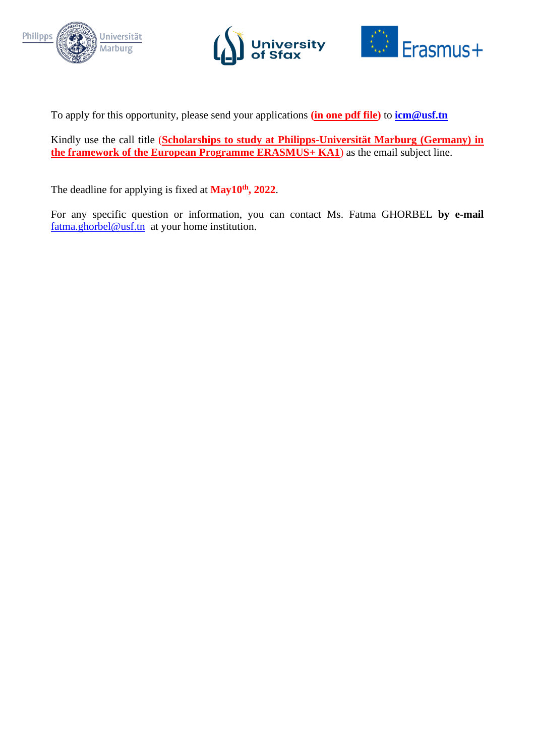To apply for this opportunity, please send your applications **(in one pdf file)** to **icm@usf.tn**

Kindly use the call title (**Scholarships to study at Philipps-Universität Marburg (Germany) in the framework of the European Programme ERASMUS+ KA1**) as the email subject line.

The deadline for applying is fixed at **May10th, 2022**.

For any specific question or information, you can contact Ms. Fatma GHORBEL **by e-mail** fatma.ghorbel@usf.tn at your home institution.